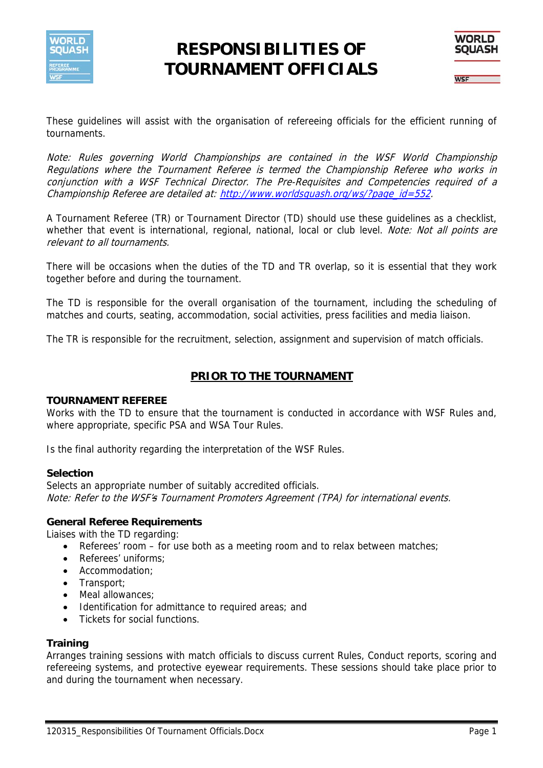# RESPONSIBILITIES OF TOURNAMENT OFFICIALS

These guidelines will assist with the organisation of refereeing officials for the efficient running of tournaments.

*Note: Rules governing World Championships are contained in the WSF World Championship Regulations where the Tournament Referee is termed the Championship Referee who works in conjunction with a WSF Technical Director. The Pre-Requisites and Competencies required of a Championship Referee are detailed at: [http://www.worldsquash.org/ws/?page_id=552](http://www.worldsquash.org/ws/?page_id=552).*

A Tournament Referee (TR) or Tournament Director (TD) should use these guidelines as a checklist, whether that event is international, regional, national, local or club level. *Note: Not all points are relevant to all tournaments.*

There will be occasions when the duties of the TD and TR overlap, so it is essential that they work together before and during the tournament.

The TD is responsible for the overall organisation of the tournament, including the scheduling of matches and courts, seating, accommodation, social activities, press facilities and media liaison.

The TR is responsible for the recruitment, selection, assignment and supervision of match officials.

## PRIOR TO THE TOURNAMENT

### TOURNAMENT REFEREE

Works with the TD to ensure that the tournament is conducted in accordance with WSF Rules and, where appropriate, specific PSA and WSA Tour Rules.

Is the final authority regarding the interpretation of the WSF Rules.

#### Selection

Selects an appropriate number of suitably accredited officials.
*Note: Refer to the WSF's Tournament Promoters Agreement (TPA) for international events.*

#### General Referee Requirements

Liaises with the TD regarding:

- Referees' room – for use both as a meeting room and to relax between matches;
- Referees' uniforms;
- Accommodation;
- Transport;
- Meal allowances;
- Identification for admittance to required areas; and
- Tickets for social functions.

#### Training

Arranges training sessions with match officials to discuss current Rules, Conduct reports, scoring and refereeing systems, and protective eyewear requirements. These sessions should take place prior to and during the tournament when necessary.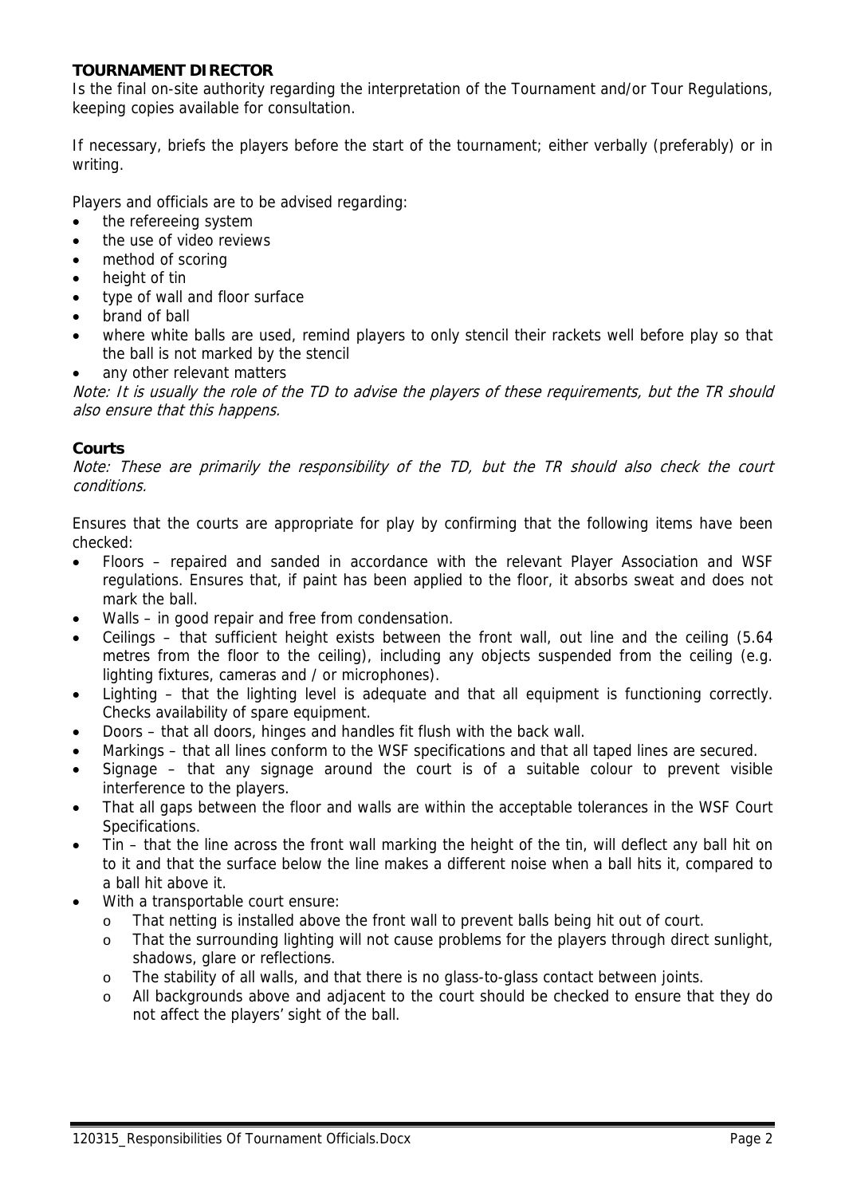**TOURNAMENT DIRECTOR**

Is the final on-site authority regarding the interpretation of the Tournament and/or Tour Regulations, keeping copies available for consultation.

If necessary, briefs the players before the start of the tournament; either verbally (preferably) or in writing.

Players and officials are to be advised regarding:

- the refereeing system
- the use of video reviews
- method of scoring
- height of tin
- type of wall and floor surface
- brand of ball
- where white balls are used, remind players to only stencil their rackets well before play so that the ball is not marked by the stencil
- any other relevant matters

*Note: It is usually the role of the TD to advise the players of these requirements, but the TR should also ensure that this happens.*

**Courts**

*Note: These are primarily the responsibility of the TD, but the TR should also check the court conditions.*

Ensures that the courts are appropriate for play by confirming that the following items have been checked:

- Floors – repaired and sanded in accordance with the relevant Player Association and WSF regulations. Ensures that, if paint has been applied to the floor, it absorbs sweat and does not mark the ball.
- Walls – in good repair and free from condensation.
- Ceilings – that sufficient height exists between the front wall, out line and the ceiling (5.64 metres from the floor to the ceiling), including any objects suspended from the ceiling (e.g. lighting fixtures, cameras and / or microphones).
- Lighting – that the lighting level is adequate and that all equipment is functioning correctly. Checks availability of spare equipment.
- Doors – that all doors, hinges and handles fit flush with the back wall.
- Markings – that all lines conform to the WSF specifications and that all taped lines are secured.
- Signage – that any signage around the court is of a suitable colour to prevent visible interference to the players.
- That all gaps between the floor and walls are within the acceptable tolerances in the WSF Court Specifications.
- Tin – that the line across the front wall marking the height of the tin, will deflect any ball hit on to it and that the surface below the line makes a different noise when a ball hits it, compared to a ball hit above it.
- With a transportable court ensure:
  - That netting is installed above the front wall to prevent balls being hit out of court.
  - That the surrounding lighting will not cause problems for the players through direct sunlight, shadows, glare or reflections.
  - The stability of all walls, and that there is no glass-to-glass contact between joints.
  - All backgrounds above and adjacent to the court should be checked to ensure that they do not affect the players' sight of the ball.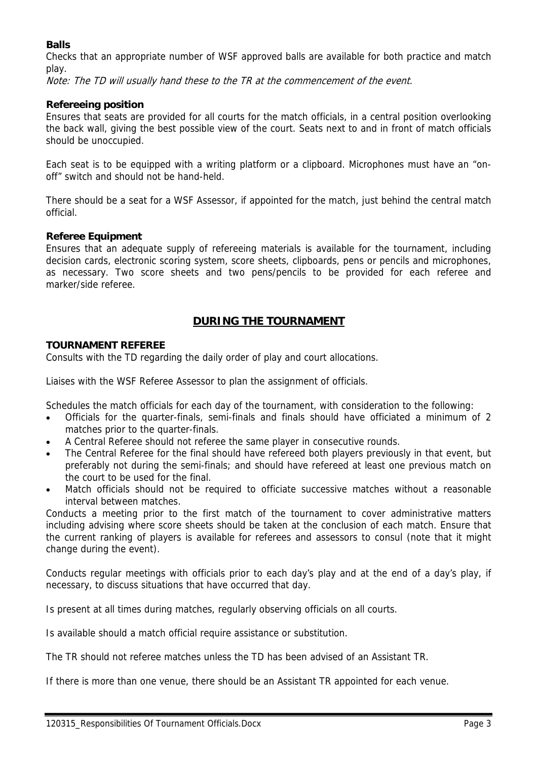**Balls**

Checks that an appropriate number of WSF approved balls are available for both practice and match play.

*Note: The TD will usually hand these to the TR at the commencement of the event.*

**Refereeing position**

Ensures that seats are provided for all courts for the match officials, in a central position overlooking the back wall, giving the best possible view of the court. Seats next to and in front of match officials should be unoccupied.

Each seat is to be equipped with a writing platform or a clipboard. Microphones must have an "on-off" switch and should not be hand-held.

There should be a seat for a WSF Assessor, if appointed for the match, just behind the central match official.

**Referee Equipment**

Ensures that an adequate supply of refereeing materials is available for the tournament, including decision cards, electronic scoring system, score sheets, clipboards, pens or pencils and microphones, as necessary. Two score sheets and two pens/pencils to be provided for each referee and marker/side referee.

## DURING THE TOURNAMENT

**TOURNAMENT REFEREE**

Consults with the TD regarding the daily order of play and court allocations.

Liaises with the WSF Referee Assessor to plan the assignment of officials.

Schedules the match officials for each day of the tournament, with consideration to the following:

- Officials for the quarter-finals, semi-finals and finals should have officiated a minimum of 2 matches prior to the quarter-finals.
- A Central Referee should not referee the same player in consecutive rounds.
- The Central Referee for the final should have refereed both players previously in that event, but preferably not during the semi-finals; and should have refereed at least one previous match on the court to be used for the final.
- Match officials should not be required to officiate successive matches without a reasonable interval between matches.

Conducts a meeting prior to the first match of the tournament to cover administrative matters including advising where score sheets should be taken at the conclusion of each match. Ensure that the current ranking of players is available for referees and assessors to consul (note that it might change during the event).

Conducts regular meetings with officials prior to each day's play and at the end of a day's play, if necessary, to discuss situations that have occurred that day.

Is present at all times during matches, regularly observing officials on all courts.

Is available should a match official require assistance or substitution.

The TR should not referee matches unless the TD has been advised of an Assistant TR.

If there is more than one venue, there should be an Assistant TR appointed for each venue.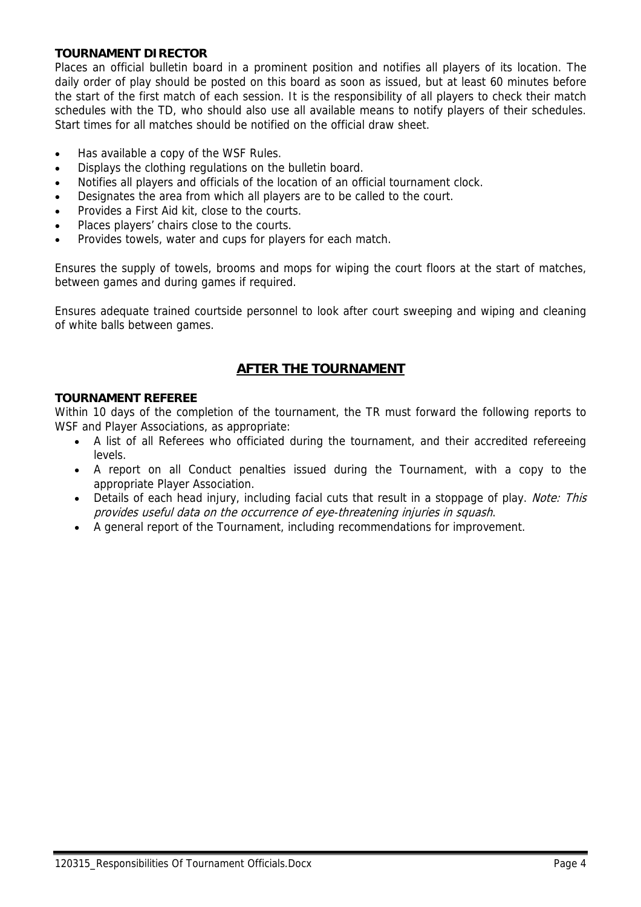**TOURNAMENT DIRECTOR**

Places an official bulletin board in a prominent position and notifies all players of its location. The daily order of play should be posted on this board as soon as issued, but at least 60 minutes before the start of the first match of each session. It is the responsibility of all players to check their match schedules with the TD, who should also use all available means to notify players of their schedules. Start times for all matches should be notified on the official draw sheet.

- Has available a copy of the WSF Rules.
- Displays the clothing regulations on the bulletin board.
- Notifies all players and officials of the location of an official tournament clock.
- Designates the area from which all players are to be called to the court.
- Provides a First Aid kit, close to the courts.
- Places players' chairs close to the courts.
- Provides towels, water and cups for players for each match.

Ensures the supply of towels, brooms and mops for wiping the court floors at the start of matches, between games and during games if required.

Ensures adequate trained courtside personnel to look after court sweeping and wiping and cleaning of white balls between games.

## AFTER THE TOURNAMENT

**TOURNAMENT REFEREE**

Within 10 days of the completion of the tournament, the TR must forward the following reports to WSF and Player Associations, as appropriate:

- A list of all Referees who officiated during the tournament, and their accredited refereeing levels.
- A report on all Conduct penalties issued during the Tournament, with a copy to the appropriate Player Association.
- Details of each head injury, including facial cuts that result in a stoppage of play. *Note: This provides useful data on the occurrence of eye-threatening injuries in squash*.
- A general report of the Tournament, including recommendations for improvement.